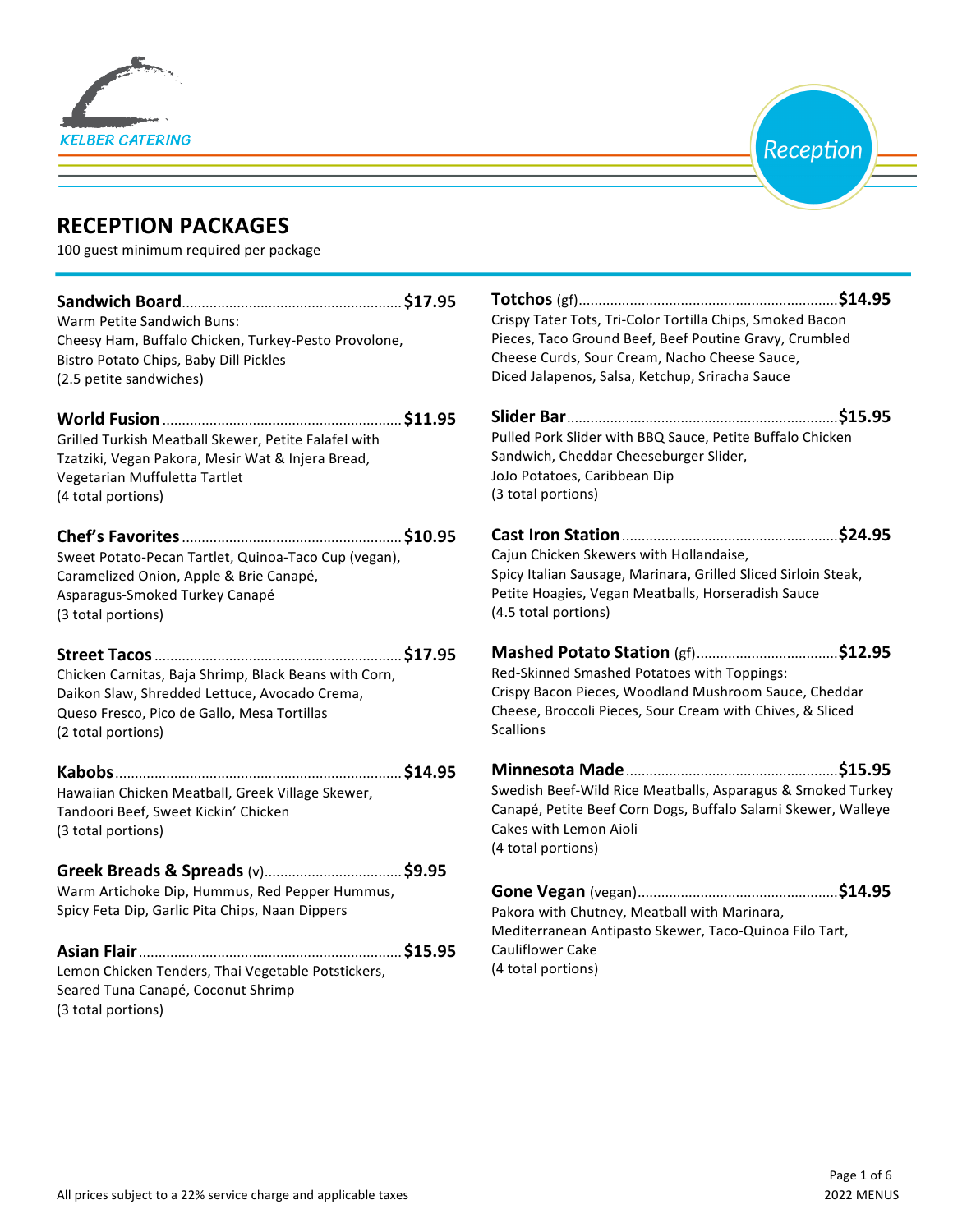KELBER CATERING

Reception

# RECEPTION PACKAGES

100 guest minimum required per package

**Sandwich Board** ........ **$17.95**
Warm Petite Sandwich Buns:
Cheesy Ham, Buffalo Chicken, Turkey-Pesto Provolone,
Bistro Potato Chips, Baby Dill Pickles
(2.5 petite sandwiches)

**World Fusion** ........ **$11.95**
Grilled Turkish Meatball Skewer, Petite Falafel with Tzatziki, Vegan Pakora, Mesir Wat & Injera Bread, Vegetarian Muffuletta Tartlet
(4 total portions)

**Chef's Favorites** ........ **$10.95**
Sweet Potato-Pecan Tartlet, Quinoa-Taco Cup (vegan),
Caramelized Onion, Apple & Brie Canapé,
Asparagus-Smoked Turkey Canapé
(3 total portions)

**Street Tacos** ........ **$17.95**
Chicken Carnitas, Baja Shrimp, Black Beans with Corn,
Daikon Slaw, Shredded Lettuce, Avocado Crema,
Queso Fresco, Pico de Gallo, Mesa Tortillas
(2 total portions)

**Kabobs** ........ **$14.95**
Hawaiian Chicken Meatball, Greek Village Skewer,
Tandoori Beef, Sweet Kickin' Chicken
(3 total portions)

**Greek Breads & Spreads** (v) ........ **$9.95**
Warm Artichoke Dip, Hummus, Red Pepper Hummus,
Spicy Feta Dip, Garlic Pita Chips, Naan Dippers

**Asian Flair** ........ **$15.95**
Lemon Chicken Tenders, Thai Vegetable Potstickers,
Seared Tuna Canapé, Coconut Shrimp
(3 total portions)

**Totchos** (gf) ........ **$14.95**
Crispy Tater Tots, Tri-Color Tortilla Chips, Smoked Bacon Pieces, Taco Ground Beef, Beef Poutine Gravy, Crumbled Cheese Curds, Sour Cream, Nacho Cheese Sauce,
Diced Jalapenos, Salsa, Ketchup, Sriracha Sauce

**Slider Bar** ........ **$15.95**
Pulled Pork Slider with BBQ Sauce, Petite Buffalo Chicken Sandwich, Cheddar Cheeseburger Slider,
JoJo Potatoes, Caribbean Dip
(3 total portions)

**Cast Iron Station** ........ **$24.95**
Cajun Chicken Skewers with Hollandaise,
Spicy Italian Sausage, Marinara, Grilled Sliced Sirloin Steak,
Petite Hoagies, Vegan Meatballs, Horseradish Sauce
(4.5 total portions)

**Mashed Potato Station** (gf) ........ **$12.95**
Red-Skinned Smashed Potatoes with Toppings:
Crispy Bacon Pieces, Woodland Mushroom Sauce, Cheddar Cheese, Broccoli Pieces, Sour Cream with Chives, & Sliced Scallions

**Minnesota Made** ........ **$15.95**
Swedish Beef-Wild Rice Meatballs, Asparagus & Smoked Turkey Canapé, Petite Beef Corn Dogs, Buffalo Salami Skewer, Walleye Cakes with Lemon Aioli
(4 total portions)

**Gone Vegan** (vegan) ........ **$14.95**
Pakora with Chutney, Meatball with Marinara,
Mediterranean Antipasto Skewer, Taco-Quinoa Filo Tart,
Cauliflower Cake
(4 total portions)

All prices subject to a 22% service charge and applicable taxes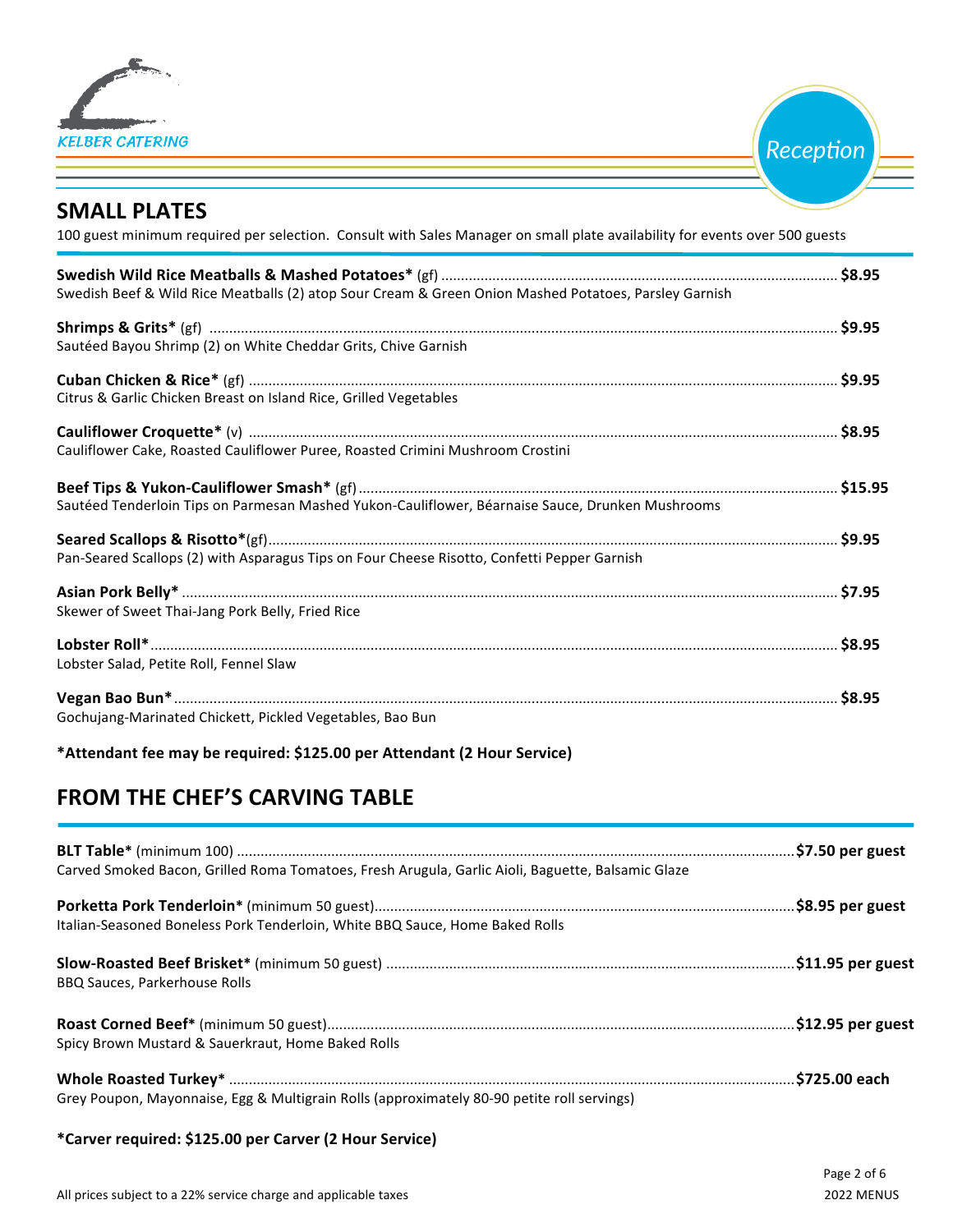KELBER CATERING

Reception

## SMALL PLATES

100 guest minimum required per selection. Consult with Sales Manager on small plate availability for events over 500 guests

**Swedish Wild Rice Meatballs & Mashed Potatoes*** (gf) ............ **$8.95**
Swedish Beef & Wild Rice Meatballs (2) atop Sour Cream & Green Onion Mashed Potatoes, Parsley Garnish

**Shrimps & Grits*** (gf) ............ **$9.95**
Sautéed Bayou Shrimp (2) on White Cheddar Grits, Chive Garnish

**Cuban Chicken & Rice*** (gf) ............ **$9.95**
Citrus & Garlic Chicken Breast on Island Rice, Grilled Vegetables

**Cauliflower Croquette*** (v) ............ **$8.95**
Cauliflower Cake, Roasted Cauliflower Puree, Roasted Crimini Mushroom Crostini

**Beef Tips & Yukon-Cauliflower Smash*** (gf) ............ **$15.95**
Sautéed Tenderloin Tips on Parmesan Mashed Yukon-Cauliflower, Béarnaise Sauce, Drunken Mushrooms

**Seared Scallops & Risotto***(gf) ............ **$9.95**
Pan-Seared Scallops (2) with Asparagus Tips on Four Cheese Risotto, Confetti Pepper Garnish

**Asian Pork Belly*** ............ **$7.95**
Skewer of Sweet Thai-Jang Pork Belly, Fried Rice

**Lobster Roll*** ............ **$8.95**
Lobster Salad, Petite Roll, Fennel Slaw

**Vegan Bao Bun*** ............ **$8.95**
Gochujang-Marinated Chickett, Pickled Vegetables, Bao Bun

**\*Attendant fee may be required: $125.00 per Attendant (2 Hour Service)**

## FROM THE CHEF'S CARVING TABLE

**BLT Table*** (minimum 100) ............ **$7.50 per guest**
Carved Smoked Bacon, Grilled Roma Tomatoes, Fresh Arugula, Garlic Aioli, Baguette, Balsamic Glaze

**Porketta Pork Tenderloin*** (minimum 50 guest) ............ **$8.95 per guest**
Italian-Seasoned Boneless Pork Tenderloin, White BBQ Sauce, Home Baked Rolls

**Slow-Roasted Beef Brisket*** (minimum 50 guest) ............ **$11.95 per guest**
BBQ Sauces, Parkerhouse Rolls

**Roast Corned Beef*** (minimum 50 guest) ............ **$12.95 per guest**
Spicy Brown Mustard & Sauerkraut, Home Baked Rolls

**Whole Roasted Turkey*** ............ **$725.00 each**
Grey Poupon, Mayonnaise, Egg & Multigrain Rolls (approximately 80-90 petite roll servings)

**\*Carver required: $125.00 per Carver (2 Hour Service)**

All prices subject to a 22% service charge and applicable taxes

2022 MENUS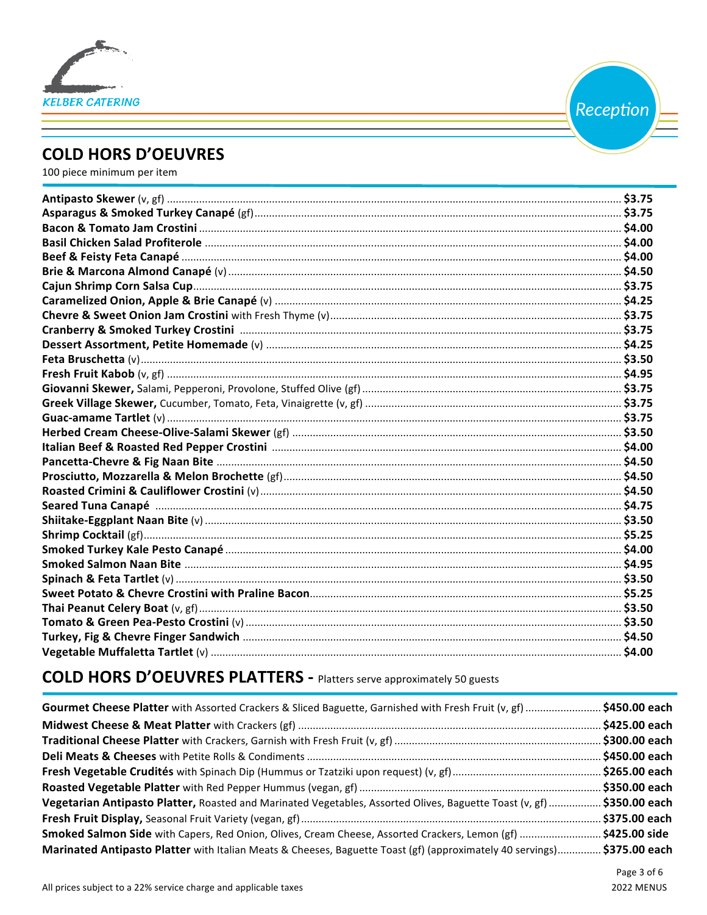KELBER CATERING

Reception

## COLD HORS D'OEUVRES

100 piece minimum per item

| Item | Price |
|---|---|
| **Antipasto Skewer** (v, gf) | $3.75 |
| **Asparagus & Smoked Turkey Canapé** (gf) | $3.75 |
| **Bacon & Tomato Jam Crostini** | $4.00 |
| **Basil Chicken Salad Profiterole** | $4.00 |
| **Beef & Feisty Feta Canapé** | $4.00 |
| **Brie & Marcona Almond Canapé** (v) | $4.50 |
| **Cajun Shrimp Corn Salsa Cup** | $3.75 |
| **Caramelized Onion, Apple & Brie Canapé** (v) | $4.25 |
| **Chevre & Sweet Onion Jam Crostini** with Fresh Thyme (v) | $3.75 |
| **Cranberry & Smoked Turkey Crostini** | $3.75 |
| **Dessert Assortment, Petite Homemade** (v) | $4.25 |
| **Feta Bruschetta** (v) | $3.50 |
| **Fresh Fruit Kabob** (v, gf) | $4.95 |
| **Giovanni Skewer,** Salami, Pepperoni, Provolone, Stuffed Olive (gf) | $3.75 |
| **Greek Village Skewer,** Cucumber, Tomato, Feta, Vinaigrette (v, gf) | $3.75 |
| **Guac-amame Tartlet** (v) | $3.75 |
| **Herbed Cream Cheese-Olive-Salami Skewer** (gf) | $3.50 |
| **Italian Beef & Roasted Red Pepper Crostini** | $4.00 |
| **Pancetta-Chevre & Fig Naan Bite** | $4.50 |
| **Prosciutto, Mozzarella & Melon Brochette** (gf) | $4.50 |
| **Roasted Crimini & Cauliflower Crostini** (v) | $4.50 |
| **Seared Tuna Canapé** | $4.75 |
| **Shiitake-Eggplant Naan Bite** (v) | $3.50 |
| **Shrimp Cocktail** (gf) | $5.25 |
| **Smoked Turkey Kale Pesto Canapé** | $4.00 |
| **Smoked Salmon Naan Bite** | $4.95 |
| **Spinach & Feta Tartlet** (v) | $3.50 |
| **Sweet Potato & Chevre Crostini with Praline Bacon** | $5.25 |
| **Thai Peanut Celery Boat** (v, gf) | $3.50 |
| **Tomato & Green Pea-Pesto Crostini** (v) | $3.50 |
| **Turkey, Fig & Chevre Finger Sandwich** | $4.50 |
| **Vegetable Muffaletta Tartlet** (v) | $4.00 |

## COLD HORS D'OEUVRES PLATTERS - Platters serve approximately 50 guests

| Item | Price |
|---|---|
| **Gourmet Cheese Platter** with Assorted Crackers & Sliced Baguette, Garnished with Fresh Fruit (v, gf) | $450.00 each |
| **Midwest Cheese & Meat Platter** with Crackers (gf) | $425.00 each |
| **Traditional Cheese Platter** with Crackers, Garnish with Fresh Fruit (v, gf) | $300.00 each |
| **Deli Meats & Cheeses** with Petite Rolls & Condiments | $450.00 each |
| **Fresh Vegetable Crudités** with Spinach Dip (Hummus or Tzatziki upon request) (v, gf) | $265.00 each |
| **Roasted Vegetable Platter** with Red Pepper Hummus (vegan, gf) | $350.00 each |
| **Vegetarian Antipasto Platter,** Roasted and Marinated Vegetables, Assorted Olives, Baguette Toast (v, gf) | $350.00 each |
| **Fresh Fruit Display,** Seasonal Fruit Variety (vegan, gf) | $375.00 each |
| **Smoked Salmon Side** with Capers, Red Onion, Olives, Cream Cheese, Assorted Crackers, Lemon (gf) | $425.00 side |
| **Marinated Antipasto Platter** with Italian Meats & Cheeses, Baguette Toast (gf) (approximately 40 servings) | $375.00 each |

All prices subject to a 22% service charge and applicable taxes

2022 MENUS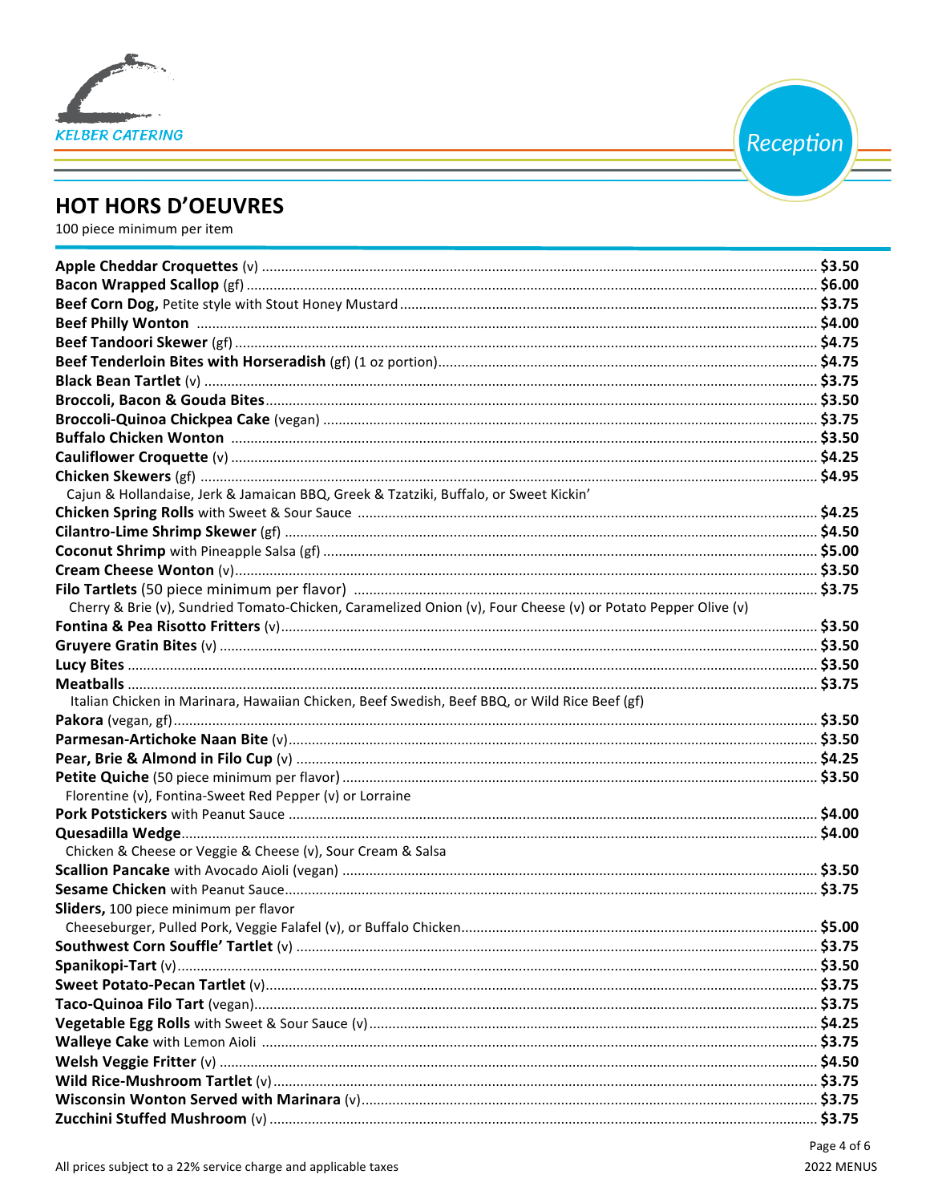KELBER CATERING

Reception

## HOT HORS D'OEUVRES

100 piece minimum per item

**Apple Cheddar Croquettes** (v) ... $3.50
**Bacon Wrapped Scallop** (gf) ... $6.00
**Beef Corn Dog,** Petite style with Stout Honey Mustard ... $3.75
**Beef Philly Wonton** ... $4.00
**Beef Tandoori Skewer** (gf) ... $4.75
**Beef Tenderloin Bites with Horseradish** (gf) (1 oz portion) ... $4.75
**Black Bean Tartlet** (v) ... $3.75
**Broccoli, Bacon & Gouda Bites** ... $3.50
**Broccoli-Quinoa Chickpea Cake** (vegan) ... $3.75
**Buffalo Chicken Wonton** ... $3.50
**Cauliflower Croquette** (v) ... $4.25
**Chicken Skewers** (gf) ... $4.95
Cajun & Hollandaise, Jerk & Jamaican BBQ, Greek & Tzatziki, Buffalo, or Sweet Kickin'
**Chicken Spring Rolls** with Sweet & Sour Sauce ... $4.25
**Cilantro-Lime Shrimp Skewer** (gf) ... $4.50
**Coconut Shrimp** with Pineapple Salsa (gf) ... $5.00
**Cream Cheese Wonton** (v) ... $3.50
**Filo Tartlets** (50 piece minimum per flavor) ... $3.75
Cherry & Brie (v), Sundried Tomato-Chicken, Caramelized Onion (v), Four Cheese (v) or Potato Pepper Olive (v)
**Fontina & Pea Risotto Fritters** (v) ... $3.50
**Gruyere Gratin Bites** (v) ... $3.50
**Lucy Bites** ... $3.50
**Meatballs** ... $3.75
Italian Chicken in Marinara, Hawaiian Chicken, Beef Swedish, Beef BBQ, or Wild Rice Beef (gf)
**Pakora** (vegan, gf) ... $3.50
**Parmesan-Artichoke Naan Bite** (v) ... $3.50
**Pear, Brie & Almond in Filo Cup** (v) ... $4.25
**Petite Quiche** (50 piece minimum per flavor) ... $3.50
Florentine (v), Fontina-Sweet Red Pepper (v) or Lorraine
**Pork Potstickers** with Peanut Sauce ... $4.00
**Quesadilla Wedge** ... $4.00
Chicken & Cheese or Veggie & Cheese (v), Sour Cream & Salsa
**Scallion Pancake** with Avocado Aioli (vegan) ... $3.50
**Sesame Chicken** with Peanut Sauce ... $3.75
**Sliders,** 100 piece minimum per flavor
Cheeseburger, Pulled Pork, Veggie Falafel (v), or Buffalo Chicken ... $5.00
**Southwest Corn Souffle' Tartlet** (v) ... $3.75
**Spanikopi-Tart** (v) ... $3.50
**Sweet Potato-Pecan Tartlet** (v) ... $3.75
**Taco-Quinoa Filo Tart** (vegan) ... $3.75
**Vegetable Egg Rolls** with Sweet & Sour Sauce (v) ... $4.25
**Walleye Cake** with Lemon Aioli ... $3.75
**Welsh Veggie Fritter** (v) ... $4.50
**Wild Rice-Mushroom Tartlet** (v) ... $3.75
**Wisconsin Wonton Served with Marinara** (v) ... $3.75
**Zucchini Stuffed Mushroom** (v) ... $3.75

All prices subject to a 22% service charge and applicable taxes

2022 MENUS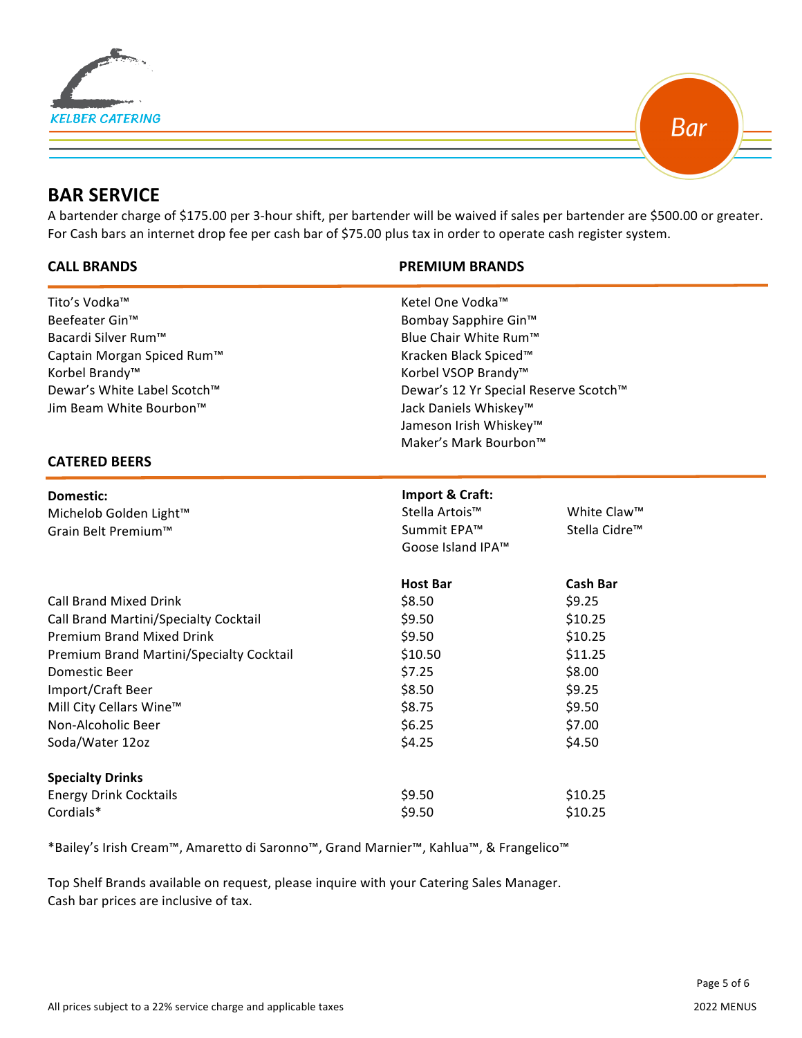KELBER CATERING

Bar

# BAR SERVICE

A bartender charge of $175.00 per 3-hour shift, per bartender will be waived if sales per bartender are $500.00 or greater. For Cash bars an internet drop fee per cash bar of $75.00 plus tax in order to operate cash register system.

## CALL BRANDS

Tito's Vodka™
Beefeater Gin™
Bacardi Silver Rum™
Captain Morgan Spiced Rum™
Korbel Brandy™
Dewar's White Label Scotch™
Jim Beam White Bourbon™

## PREMIUM BRANDS

Ketel One Vodka™
Bombay Sapphire Gin™
Blue Chair White Rum™
Kracken Black Spiced™
Korbel VSOP Brandy™
Dewar's 12 Yr Special Reserve Scotch™
Jack Daniels Whiskey™
Jameson Irish Whiskey™
Maker's Mark Bourbon™

## CATERED BEERS

**Domestic:**
Michelob Golden Light™
Grain Belt Premium™

**Import & Craft:**
Stella Artois™
Summit EPA™
Goose Island IPA™
White Claw™
Stella Cidre™

| | Host Bar | Cash Bar |
|---|---|---|
| Call Brand Mixed Drink | $8.50 | $9.25 |
| Call Brand Martini/Specialty Cocktail | $9.50 | $10.25 |
| Premium Brand Mixed Drink | $9.50 | $10.25 |
| Premium Brand Martini/Specialty Cocktail | $10.50 | $11.25 |
| Domestic Beer | $7.25 | $8.00 |
| Import/Craft Beer | $8.50 | $9.25 |
| Mill City Cellars Wine™ | $8.75 | $9.50 |
| Non-Alcoholic Beer | $6.25 | $7.00 |
| Soda/Water 12oz | $4.25 | $4.50 |
| **Specialty Drinks** | | |
| Energy Drink Cocktails | $9.50 | $10.25 |
| Cordials* | $9.50 | $10.25 |

*Bailey's Irish Cream™, Amaretto di Saronno™, Grand Marnier™, Kahlua™, & Frangelico™

Top Shelf Brands available on request, please inquire with your Catering Sales Manager.
Cash bar prices are inclusive of tax.

All prices subject to a 22% service charge and applicable taxes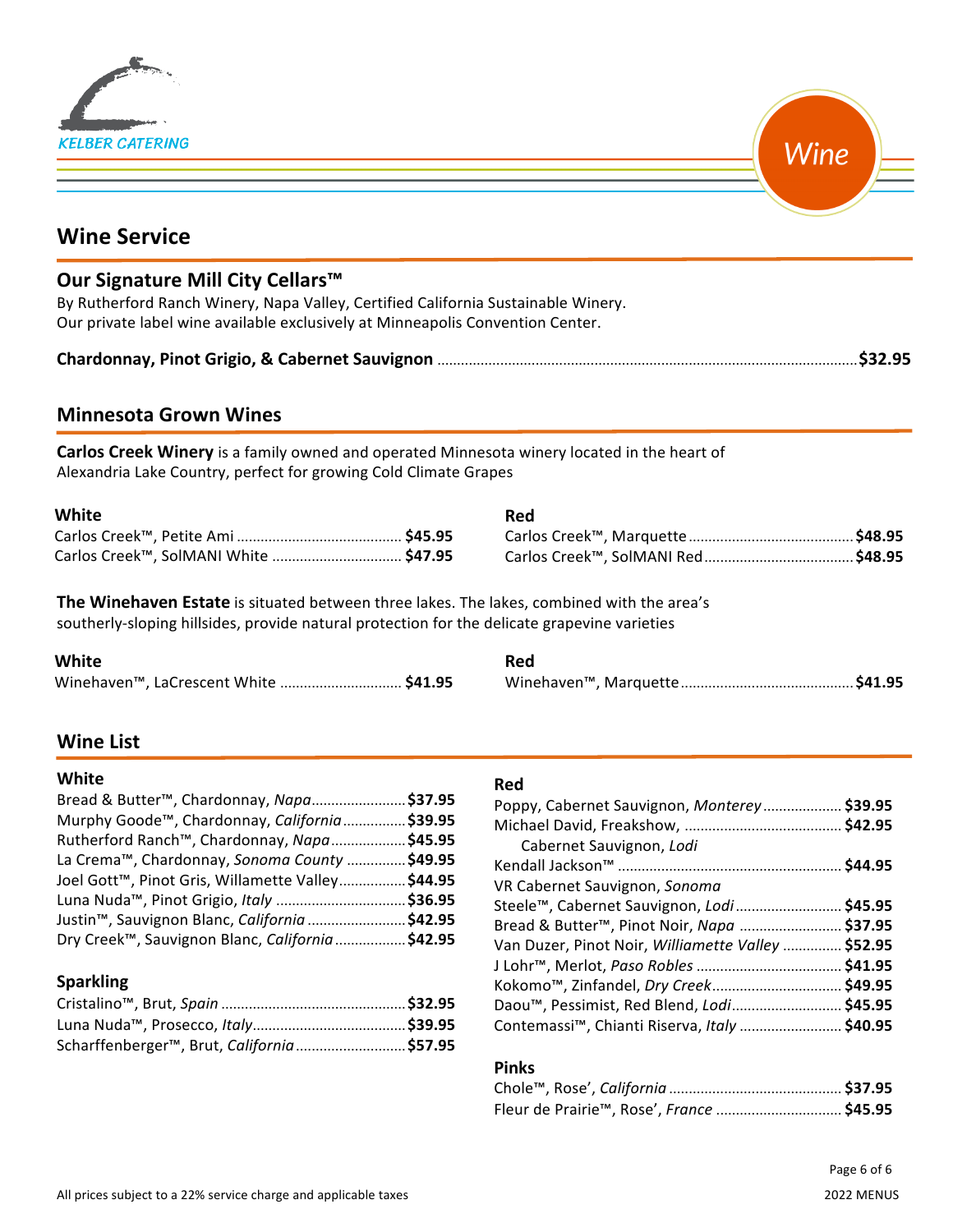KELBER CATERING

Wine

# Wine Service

## Our Signature Mill City Cellars™

By Rutherford Ranch Winery, Napa Valley, Certified California Sustainable Winery.
Our private label wine available exclusively at Minneapolis Convention Center.

**Chardonnay, Pinot Grigio, & Cabernet Sauvignon** ........ **$32.95**

## Minnesota Grown Wines

**Carlos Creek Winery** is a family owned and operated Minnesota winery located in the heart of Alexandria Lake Country, perfect for growing Cold Climate Grapes

**White**

Carlos Creek™, Petite Ami ........ **$45.95**
Carlos Creek™, SolMANI White ........ **$47.95**

**Red**

Carlos Creek™, Marquette ........ **$48.95**
Carlos Creek™, SolMANI Red ........ **$48.95**

**The Winehaven Estate** is situated between three lakes. The lakes, combined with the area's southerly-sloping hillsides, provide natural protection for the delicate grapevine varieties

**White**

Winehaven™, LaCrescent White ........ **$41.95**

**Red**

Winehaven™, Marquette ........ **$41.95**

## Wine List

### White

Bread & Butter™, Chardonnay, *Napa* ........ **$37.95**
Murphy Goode™, Chardonnay, *California* ........ **$39.95**
Rutherford Ranch™, Chardonnay, *Napa* ........ **$45.95**
La Crema™, Chardonnay, *Sonoma County* ........ **$49.95**
Joel Gott™, Pinot Gris, Willamette Valley ........ **$44.95**
Luna Nuda™, Pinot Grigio, *Italy* ........ **$36.95**
Justin™, Sauvignon Blanc, *California* ........ **$42.95**
Dry Creek™, Sauvignon Blanc, *California* ........ **$42.95**

### Sparkling

Cristalino™, Brut, *Spain* ........ **$32.95**
Luna Nuda™, Prosecco, *Italy* ........ **$39.95**
Scharffenberger™, Brut, *California* ........ **$57.95**

### Red

Poppy, Cabernet Sauvignon, *Monterey* ........ **$39.95**
Michael David, Freakshow, Cabernet Sauvignon, *Lodi* ........ **$42.95**
Kendall Jackson™ VR Cabernet Sauvignon, *Sonoma* ........ **$44.95**
Steele™, Cabernet Sauvignon, *Lodi* ........ **$45.95**
Bread & Butter™, Pinot Noir, *Napa* ........ **$37.95**
Van Duzer, Pinot Noir, *Williamette Valley* ........ **$52.95**
J Lohr™, Merlot, *Paso Robles* ........ **$41.95**
Kokomo™, Zinfandel, *Dry Creek* ........ **$49.95**
Daou™, Pessimist, Red Blend, *Lodi* ........ **$45.95**
Contemassi™, Chianti Riserva, *Italy* ........ **$40.95**

### Pinks

Chole™, Rose', *California* ........ **$37.95**
Fleur de Prairie™, Rose', *France* ........ **$45.95**

All prices subject to a 22% service charge and applicable taxes

2022 MENUS